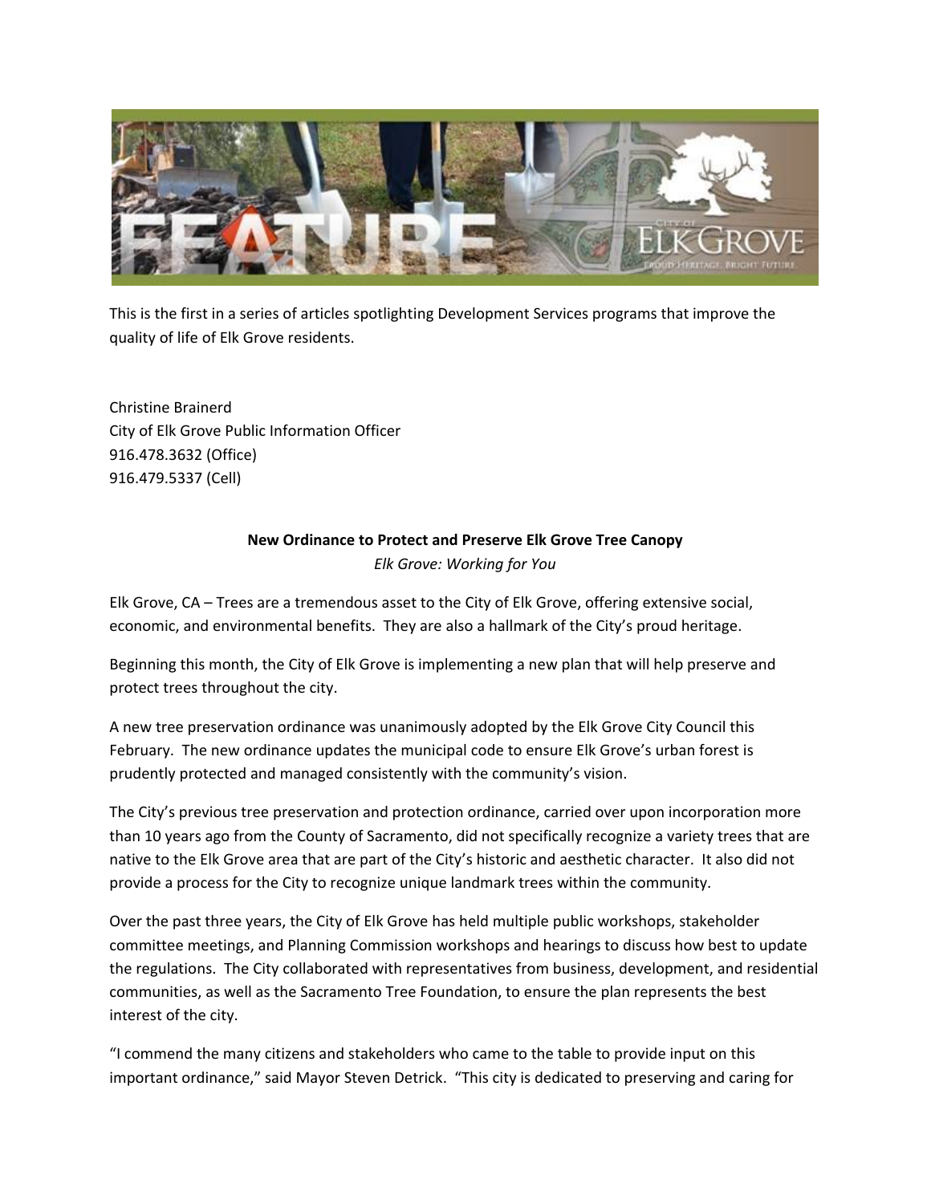This is the first in a series of articles spotlighting Development Services programs that improve the quality of life of Elk Grove residents.

Christine Brainerd
City of Elk Grove Public Information Officer
916.478.3632 (Office)
916.479.5337 (Cell)

**New Ordinance to Protect and Preserve Elk Grove Tree Canopy**

*Elk Grove: Working for You*

Elk Grove, CA – Trees are a tremendous asset to the City of Elk Grove, offering extensive social, economic, and environmental benefits. They are also a hallmark of the City's proud heritage.

Beginning this month, the City of Elk Grove is implementing a new plan that will help preserve and protect trees throughout the city.

A new tree preservation ordinance was unanimously adopted by the Elk Grove City Council this February. The new ordinance updates the municipal code to ensure Elk Grove's urban forest is prudently protected and managed consistently with the community's vision.

The City's previous tree preservation and protection ordinance, carried over upon incorporation more than 10 years ago from the County of Sacramento, did not specifically recognize a variety trees that are native to the Elk Grove area that are part of the City's historic and aesthetic character. It also did not provide a process for the City to recognize unique landmark trees within the community.

Over the past three years, the City of Elk Grove has held multiple public workshops, stakeholder committee meetings, and Planning Commission workshops and hearings to discuss how best to update the regulations. The City collaborated with representatives from business, development, and residential communities, as well as the Sacramento Tree Foundation, to ensure the plan represents the best interest of the city.

"I commend the many citizens and stakeholders who came to the table to provide input on this important ordinance," said Mayor Steven Detrick. "This city is dedicated to preserving and caring for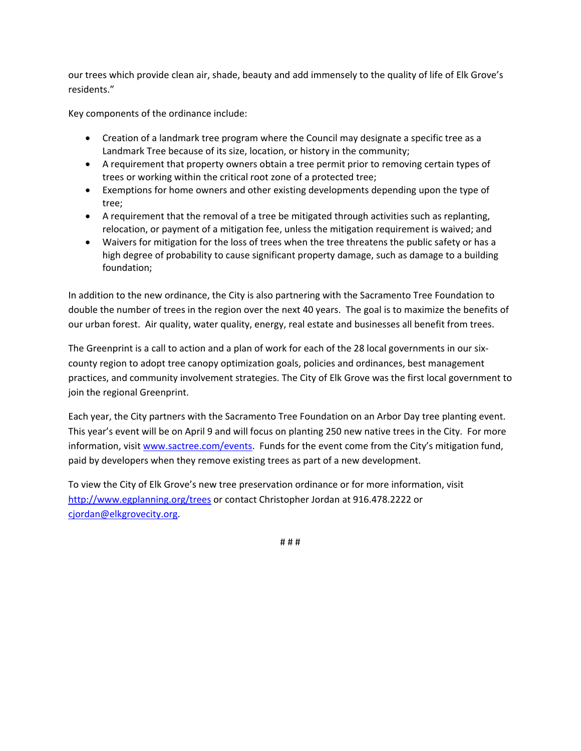our trees which provide clean air, shade, beauty and add immensely to the quality of life of Elk Grove's residents."

Key components of the ordinance include:

- Creation of a landmark tree program where the Council may designate a specific tree as a Landmark Tree because of its size, location, or history in the community;
- A requirement that property owners obtain a tree permit prior to removing certain types of trees or working within the critical root zone of a protected tree;
- Exemptions for home owners and other existing developments depending upon the type of tree;
- A requirement that the removal of a tree be mitigated through activities such as replanting, relocation, or payment of a mitigation fee, unless the mitigation requirement is waived; and
- Waivers for mitigation for the loss of trees when the tree threatens the public safety or has a high degree of probability to cause significant property damage, such as damage to a building foundation;

In addition to the new ordinance, the City is also partnering with the Sacramento Tree Foundation to double the number of trees in the region over the next 40 years. The goal is to maximize the benefits of our urban forest. Air quality, water quality, energy, real estate and businesses all benefit from trees.

The Greenprint is a call to action and a plan of work for each of the 28 local governments in our six-county region to adopt tree canopy optimization goals, policies and ordinances, best management practices, and community involvement strategies. The City of Elk Grove was the first local government to join the regional Greenprint.

Each year, the City partners with the Sacramento Tree Foundation on an Arbor Day tree planting event. This year's event will be on April 9 and will focus on planting 250 new native trees in the City. For more information, visit [www.sactree.com/events](http://www.sactree.com/events). Funds for the event come from the City's mitigation fund, paid by developers when they remove existing trees as part of a new development.

To view the City of Elk Grove's new tree preservation ordinance or for more information, visit [http://www.egplanning.org/trees](http://www.egplanning.org/trees) or contact Christopher Jordan at 916.478.2222 or [cjordan@elkgrovecity.org](mailto:cjordan@elkgrovecity.org).

# # #